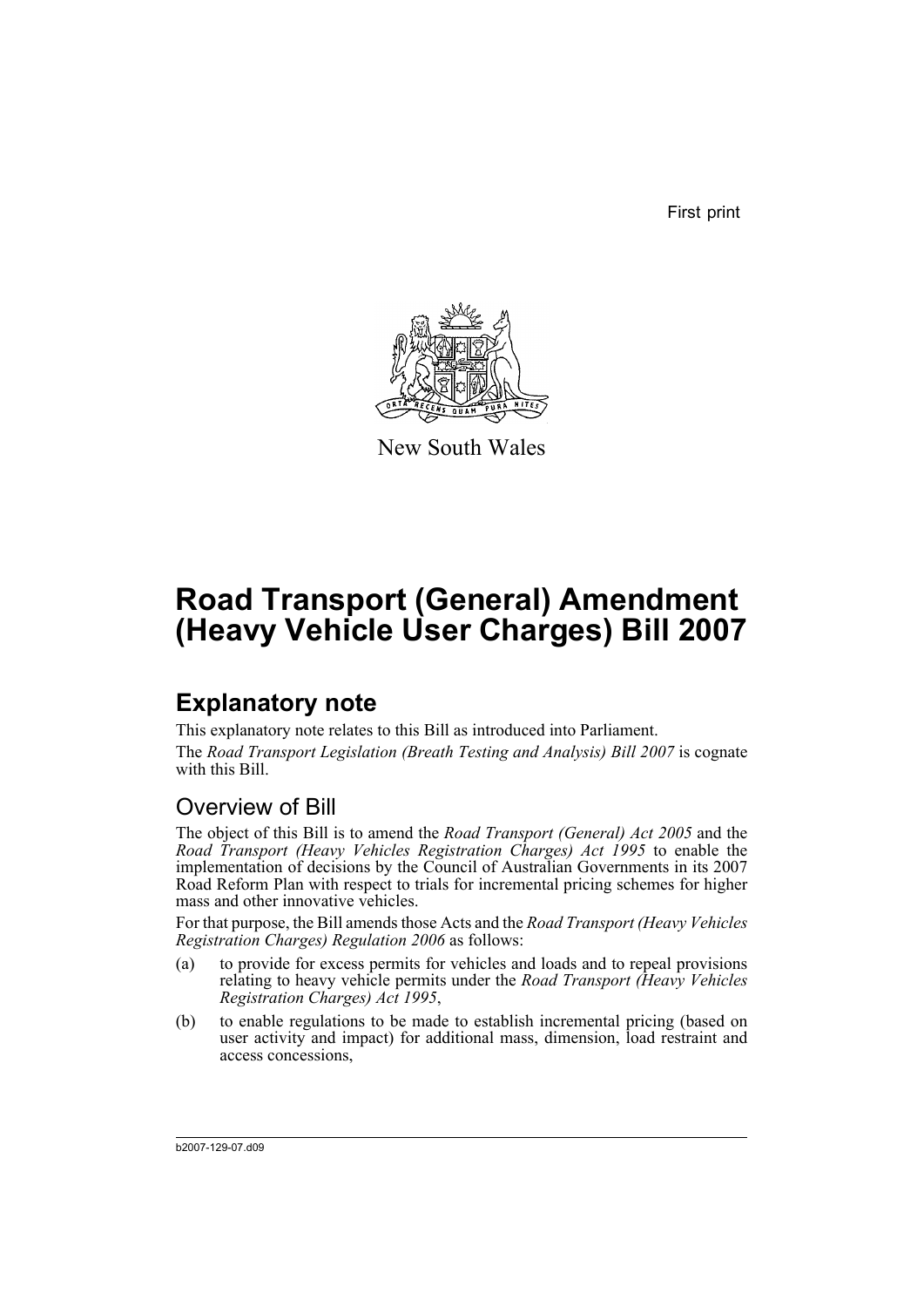First print

New South Wales

# Road Transport (General) Amendment (Heavy Vehicle User Charges) Bill 2007

## Explanatory note

This explanatory note relates to this Bill as introduced into Parliament.

The *Road Transport Legislation (Breath Testing and Analysis) Bill 2007* is cognate with this Bill.

### Overview of Bill

The object of this Bill is to amend the *Road Transport (General) Act 2005* and the *Road Transport (Heavy Vehicles Registration Charges) Act 1995* to enable the implementation of decisions by the Council of Australian Governments in its 2007 Road Reform Plan with respect to trials for incremental pricing schemes for higher mass and other innovative vehicles.

For that purpose, the Bill amends those Acts and the *Road Transport (Heavy Vehicles Registration Charges) Regulation 2006* as follows:

(a) to provide for excess permits for vehicles and loads and to repeal provisions relating to heavy vehicle permits under the *Road Transport (Heavy Vehicles Registration Charges) Act 1995*,

(b) to enable regulations to be made to establish incremental pricing (based on user activity and impact) for additional mass, dimension, load restraint and access concessions,

b2007-129-07.d09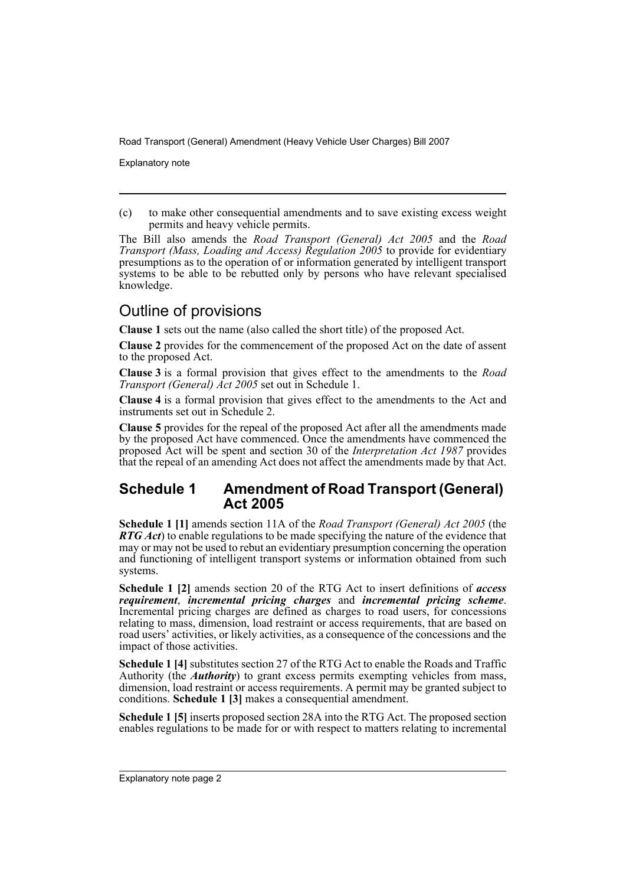(c) to make other consequential amendments and to save existing excess weight permits and heavy vehicle permits.

The Bill also amends the *Road Transport (General) Act 2005* and the *Road Transport (Mass, Loading and Access) Regulation 2005* to provide for evidentiary presumptions as to the operation of or information generated by intelligent transport systems to be able to be rebutted only by persons who have relevant specialised knowledge.

## Outline of provisions

**Clause 1** sets out the name (also called the short title) of the proposed Act.

**Clause 2** provides for the commencement of the proposed Act on the date of assent to the proposed Act.

**Clause 3** is a formal provision that gives effect to the amendments to the *Road Transport (General) Act 2005* set out in Schedule 1.

**Clause 4** is a formal provision that gives effect to the amendments to the Act and instruments set out in Schedule 2.

**Clause 5** provides for the repeal of the proposed Act after all the amendments made by the proposed Act have commenced. Once the amendments have commenced the proposed Act will be spent and section 30 of the *Interpretation Act 1987* provides that the repeal of an amending Act does not affect the amendments made by that Act.

## Schedule 1 Amendment of Road Transport (General) Act 2005

**Schedule 1 [1]** amends section 11A of the *Road Transport (General) Act 2005* (the ***RTG Act***) to enable regulations to be made specifying the nature of the evidence that may or may not be used to rebut an evidentiary presumption concerning the operation and functioning of intelligent transport systems or information obtained from such systems.

**Schedule 1 [2]** amends section 20 of the RTG Act to insert definitions of ***access requirement***, ***incremental pricing charges*** and ***incremental pricing scheme***. Incremental pricing charges are defined as charges to road users, for concessions relating to mass, dimension, load restraint or access requirements, that are based on road users' activities, or likely activities, as a consequence of the concessions and the impact of those activities.

**Schedule 1 [4]** substitutes section 27 of the RTG Act to enable the Roads and Traffic Authority (the ***Authority***) to grant excess permits exempting vehicles from mass, dimension, load restraint or access requirements. A permit may be granted subject to conditions. **Schedule 1 [3]** makes a consequential amendment.

**Schedule 1 [5]** inserts proposed section 28A into the RTG Act. The proposed section enables regulations to be made for or with respect to matters relating to incremental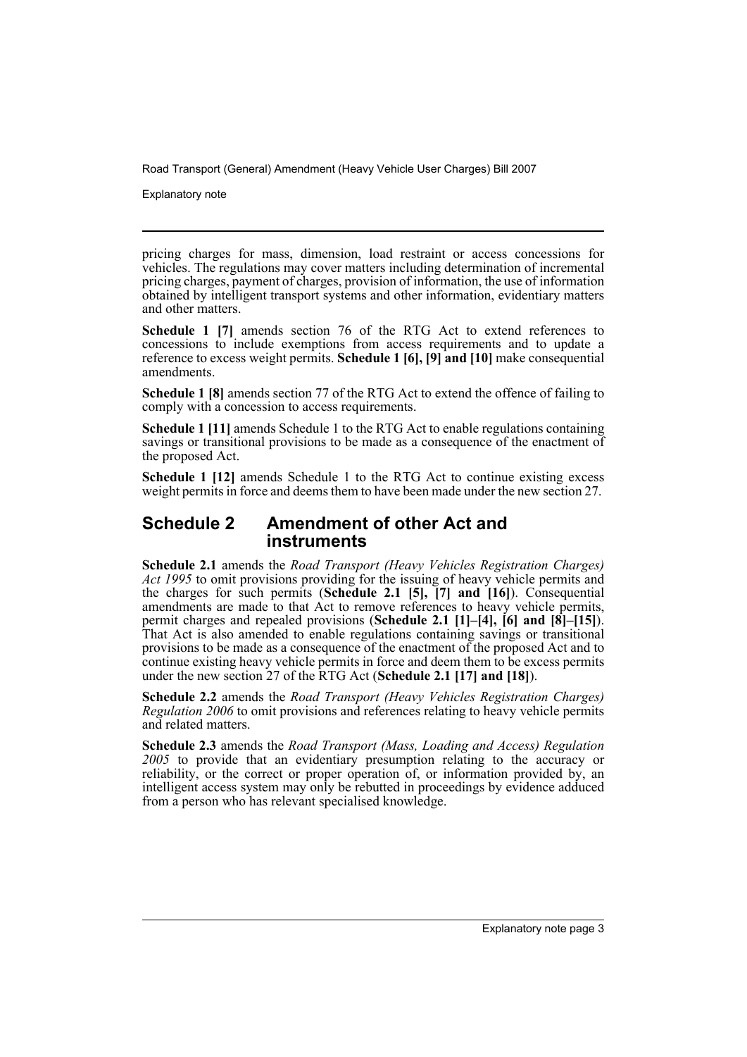pricing charges for mass, dimension, load restraint or access concessions for vehicles. The regulations may cover matters including determination of incremental pricing charges, payment of charges, provision of information, the use of information obtained by intelligent transport systems and other information, evidentiary matters and other matters.

**Schedule 1 [7]** amends section 76 of the RTG Act to extend references to concessions to include exemptions from access requirements and to update a reference to excess weight permits. **Schedule 1 [6], [9] and [10]** make consequential amendments.

**Schedule 1 [8]** amends section 77 of the RTG Act to extend the offence of failing to comply with a concession to access requirements.

**Schedule 1 [11]** amends Schedule 1 to the RTG Act to enable regulations containing savings or transitional provisions to be made as a consequence of the enactment of the proposed Act.

**Schedule 1 [12]** amends Schedule 1 to the RTG Act to continue existing excess weight permits in force and deems them to have been made under the new section 27.

## Schedule 2 Amendment of other Act and instruments

**Schedule 2.1** amends the *Road Transport (Heavy Vehicles Registration Charges) Act 1995* to omit provisions providing for the issuing of heavy vehicle permits and the charges for such permits (**Schedule 2.1 [5], [7] and [16]**). Consequential amendments are made to that Act to remove references to heavy vehicle permits, permit charges and repealed provisions (**Schedule 2.1 [1]–[4], [6] and [8]–[15]**). That Act is also amended to enable regulations containing savings or transitional provisions to be made as a consequence of the enactment of the proposed Act and to continue existing heavy vehicle permits in force and deem them to be excess permits under the new section 27 of the RTG Act (**Schedule 2.1 [17] and [18]**).

**Schedule 2.2** amends the *Road Transport (Heavy Vehicles Registration Charges) Regulation 2006* to omit provisions and references relating to heavy vehicle permits and related matters.

**Schedule 2.3** amends the *Road Transport (Mass, Loading and Access) Regulation 2005* to provide that an evidentiary presumption relating to the accuracy or reliability, or the correct or proper operation of, or information provided by, an intelligent access system may only be rebutted in proceedings by evidence adduced from a person who has relevant specialised knowledge.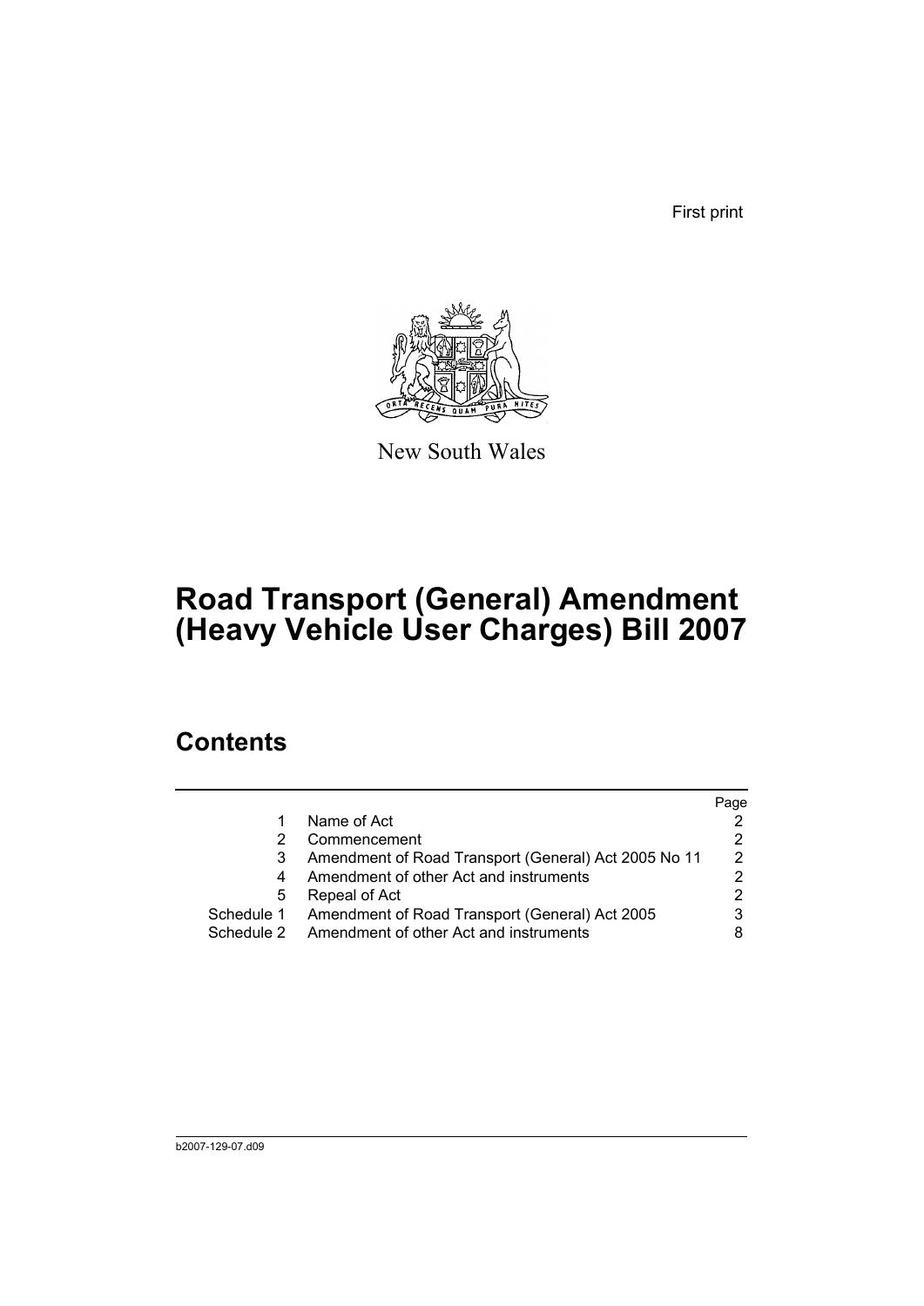First print

New South Wales

# Road Transport (General) Amendment (Heavy Vehicle User Charges) Bill 2007

## Contents

| | | Page |
|---|---|---|
| 1 | Name of Act | 2 |
| 2 | Commencement | 2 |
| 3 | Amendment of Road Transport (General) Act 2005 No 11 | 2 |
| 4 | Amendment of other Act and instruments | 2 |
| 5 | Repeal of Act | 2 |
| Schedule 1 | Amendment of Road Transport (General) Act 2005 | 3 |
| Schedule 2 | Amendment of other Act and instruments | 8 |

b2007-129-07.d09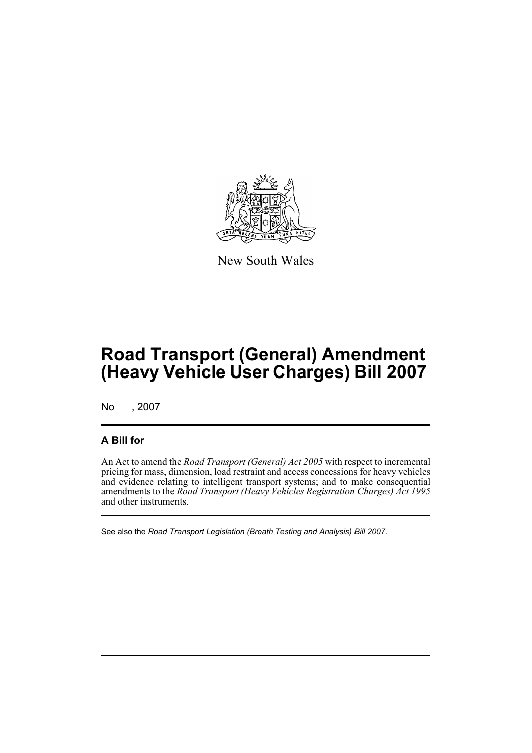New South Wales

# Road Transport (General) Amendment (Heavy Vehicle User Charges) Bill 2007

No , 2007

## A Bill for

An Act to amend the *Road Transport (General) Act 2005* with respect to incremental pricing for mass, dimension, load restraint and access concessions for heavy vehicles and evidence relating to intelligent transport systems; and to make consequential amendments to the *Road Transport (Heavy Vehicles Registration Charges) Act 1995* and other instruments.

See also the *Road Transport Legislation (Breath Testing and Analysis) Bill 2007*.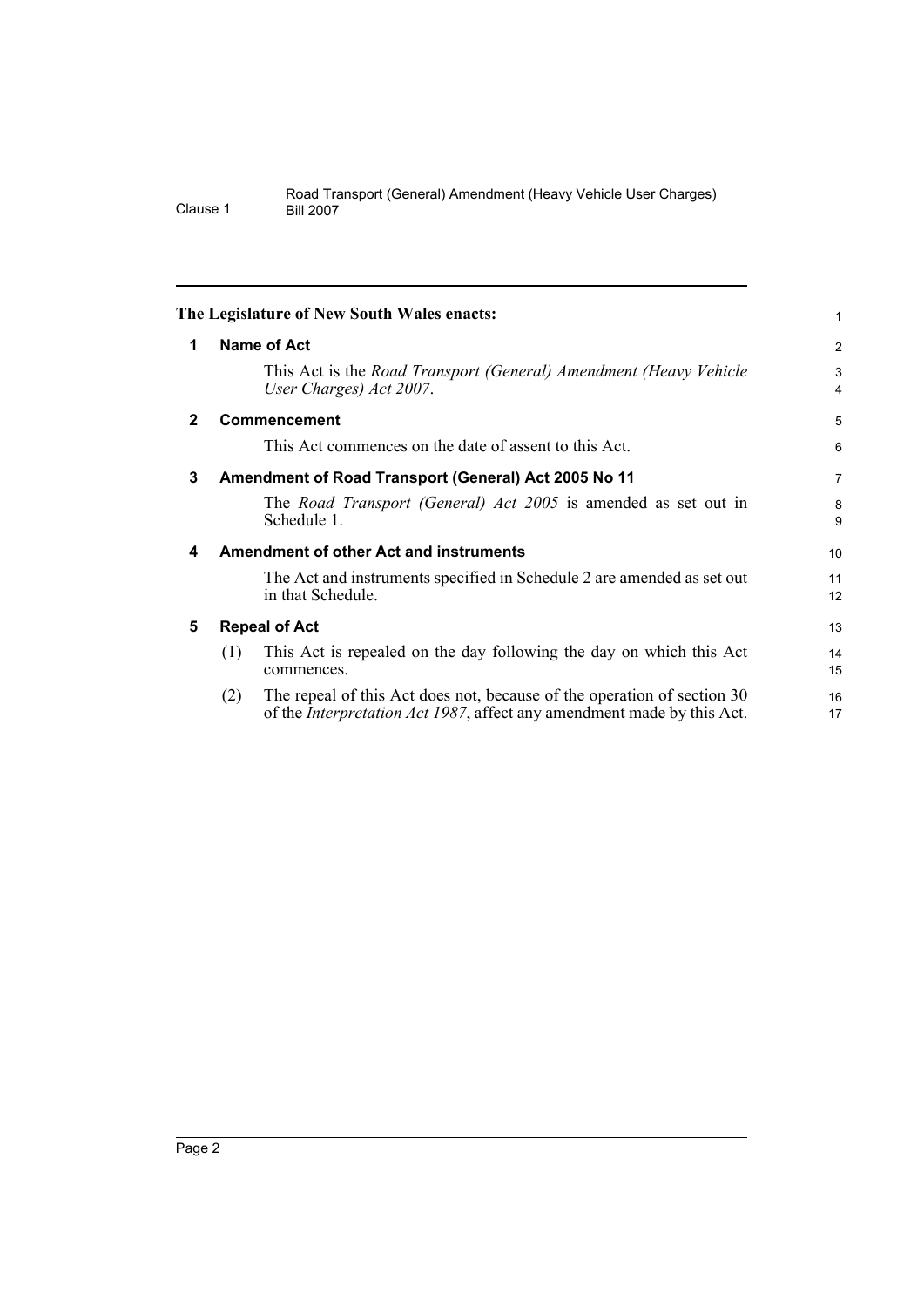**The Legislature of New South Wales enacts:**

### 1 Name of Act

This Act is the *Road Transport (General) Amendment (Heavy Vehicle User Charges) Act 2007*.

### 2 Commencement

This Act commences on the date of assent to this Act.

### 3 Amendment of Road Transport (General) Act 2005 No 11

The *Road Transport (General) Act 2005* is amended as set out in Schedule 1.

### 4 Amendment of other Act and instruments

The Act and instruments specified in Schedule 2 are amended as set out in that Schedule.

### 5 Repeal of Act

(1) This Act is repealed on the day following the day on which this Act commences.

(2) The repeal of this Act does not, because of the operation of section 30 of the *Interpretation Act 1987*, affect any amendment made by this Act.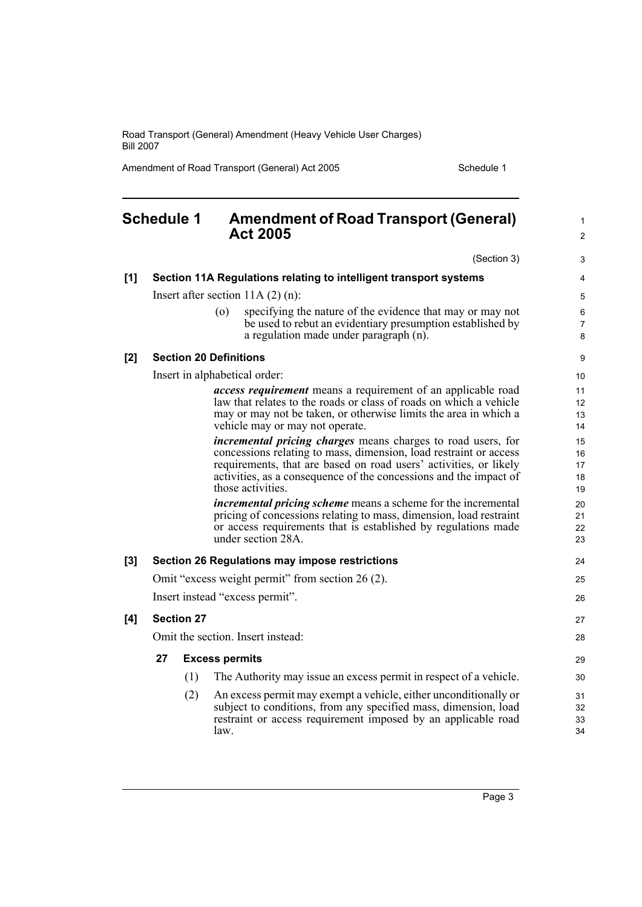# Schedule 1 Amendment of Road Transport (General) Act 2005

(Section 3)

**[1] Section 11A Regulations relating to intelligent transport systems**

Insert after section 11A (2) (n):

> (o) specifying the nature of the evidence that may or may not be used to rebut an evidentiary presumption established by a regulation made under paragraph (n).

**[2] Section 20 Definitions**

Insert in alphabetical order:

> ***access requirement*** means a requirement of an applicable road law that relates to the roads or class of roads on which a vehicle may or may not be taken, or otherwise limits the area in which a vehicle may or may not operate.
>
> ***incremental pricing charges*** means charges to road users, for concessions relating to mass, dimension, load restraint or access requirements, that are based on road users' activities, or likely activities, as a consequence of the concessions and the impact of those activities.
>
> ***incremental pricing scheme*** means a scheme for the incremental pricing of concessions relating to mass, dimension, load restraint or access requirements that is established by regulations made under section 28A.

**[3] Section 26 Regulations may impose restrictions**

Omit "excess weight permit" from section 26 (2).

Insert instead "excess permit".

**[4] Section 27**

Omit the section. Insert instead:

**27 Excess permits**

(1) The Authority may issue an excess permit in respect of a vehicle.

(2) An excess permit may exempt a vehicle, either unconditionally or subject to conditions, from any specified mass, dimension, load restraint or access requirement imposed by an applicable road law.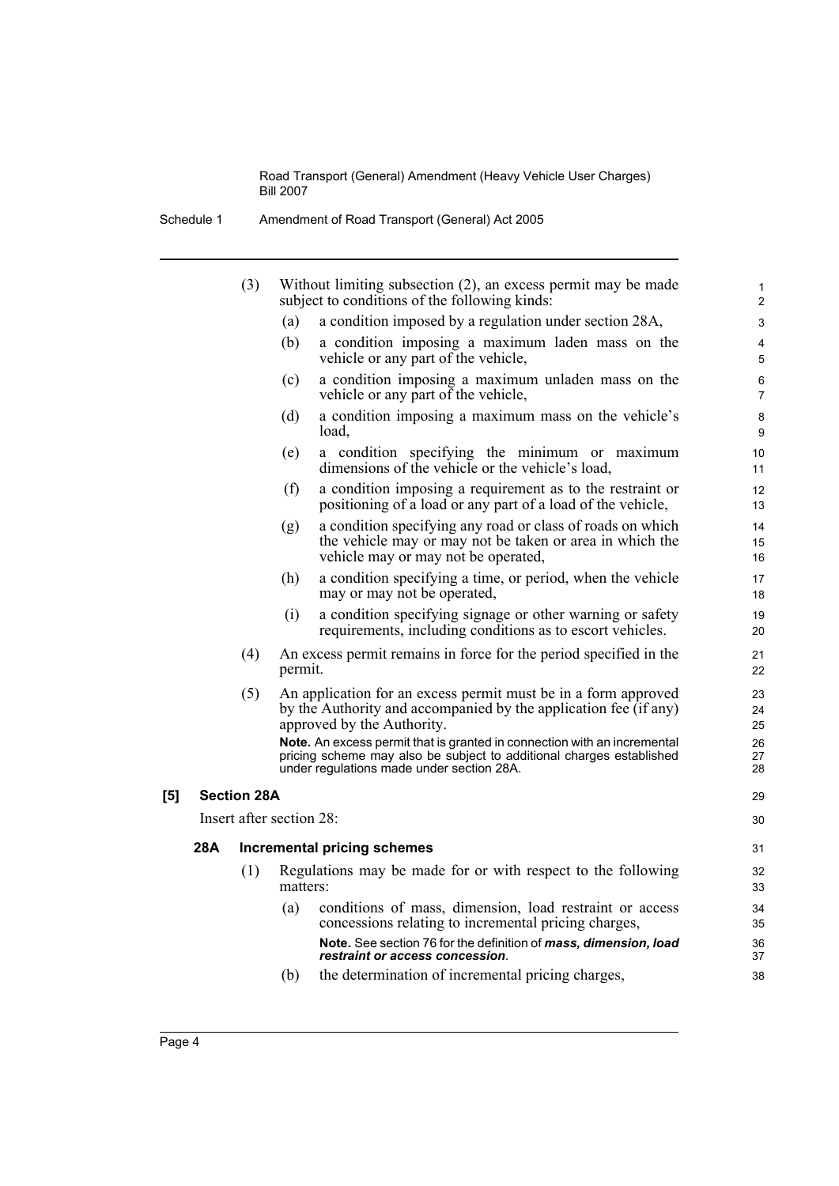(3) Without limiting subsection (2), an excess permit may be made subject to conditions of the following kinds:

(a) a condition imposed by a regulation under section 28A,

(b) a condition imposing a maximum laden mass on the vehicle or any part of the vehicle,

(c) a condition imposing a maximum unladen mass on the vehicle or any part of the vehicle,

(d) a condition imposing a maximum mass on the vehicle's load,

(e) a condition specifying the minimum or maximum dimensions of the vehicle or the vehicle's load,

(f) a condition imposing a requirement as to the restraint or positioning of a load or any part of a load of the vehicle,

(g) a condition specifying any road or class of roads on which the vehicle may or may not be taken or area in which the vehicle may or may not be operated,

(h) a condition specifying a time, or period, when the vehicle may or may not be operated,

(i) a condition specifying signage or other warning or safety requirements, including conditions as to escort vehicles.

(4) An excess permit remains in force for the period specified in the permit.

(5) An application for an excess permit must be in a form approved by the Authority and accompanied by the application fee (if any) approved by the Authority.

**Note.** An excess permit that is granted in connection with an incremental pricing scheme may also be subject to additional charges established under regulations made under section 28A.

**[5] Section 28A**

Insert after section 28:

**28A Incremental pricing schemes**

(1) Regulations may be made for or with respect to the following matters:

(a) conditions of mass, dimension, load restraint or access concessions relating to incremental pricing charges,

**Note.** See section 76 for the definition of ***mass, dimension, load restraint or access concession***.

(b) the determination of incremental pricing charges,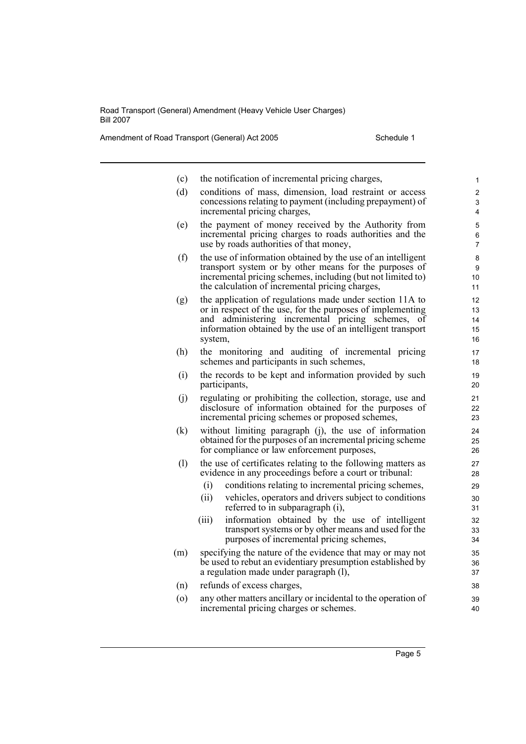(c) the notification of incremental pricing charges,

(d) conditions of mass, dimension, load restraint or access concessions relating to payment (including prepayment) of incremental pricing charges,

(e) the payment of money received by the Authority from incremental pricing charges to roads authorities and the use by roads authorities of that money,

(f) the use of information obtained by the use of an intelligent transport system or by other means for the purposes of incremental pricing schemes, including (but not limited to) the calculation of incremental pricing charges,

(g) the application of regulations made under section 11A to or in respect of the use, for the purposes of implementing and administering incremental pricing schemes, of information obtained by the use of an intelligent transport system,

(h) the monitoring and auditing of incremental pricing schemes and participants in such schemes,

(i) the records to be kept and information provided by such participants,

(j) regulating or prohibiting the collection, storage, use and disclosure of information obtained for the purposes of incremental pricing schemes or proposed schemes,

(k) without limiting paragraph (j), the use of information obtained for the purposes of an incremental pricing scheme for compliance or law enforcement purposes,

(l) the use of certificates relating to the following matters as evidence in any proceedings before a court or tribunal:

   (i) conditions relating to incremental pricing schemes,

   (ii) vehicles, operators and drivers subject to conditions referred to in subparagraph (i),

   (iii) information obtained by the use of intelligent transport systems or by other means and used for the purposes of incremental pricing schemes,

(m) specifying the nature of the evidence that may or may not be used to rebut an evidentiary presumption established by a regulation made under paragraph (l),

(n) refunds of excess charges,

(o) any other matters ancillary or incidental to the operation of incremental pricing charges or schemes.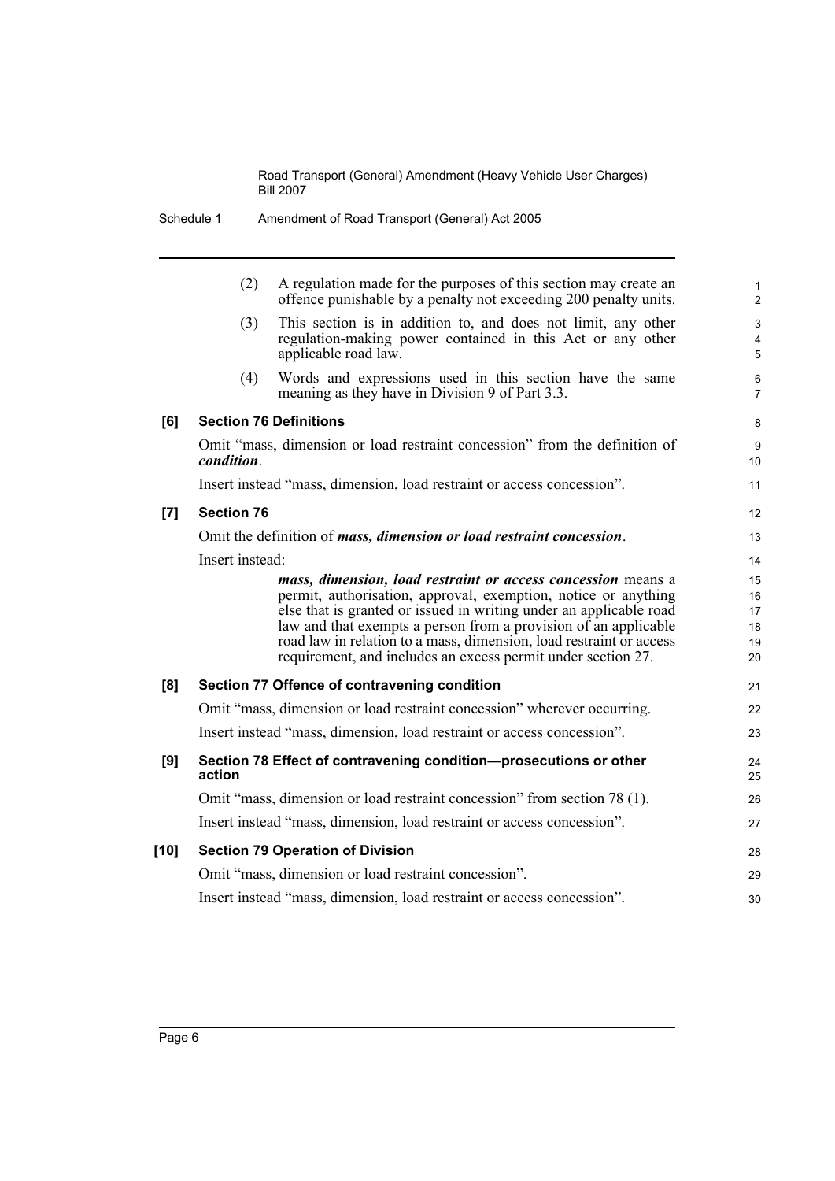(2) A regulation made for the purposes of this section may create an offence punishable by a penalty not exceeding 200 penalty units.

(3) This section is in addition to, and does not limit, any other regulation-making power contained in this Act or any other applicable road law.

(4) Words and expressions used in this section have the same meaning as they have in Division 9 of Part 3.3.

**[6] Section 76 Definitions**

Omit "mass, dimension or load restraint concession" from the definition of ***condition***.

Insert instead "mass, dimension, load restraint or access concession".

**[7] Section 76**

Omit the definition of ***mass, dimension or load restraint concession***.

Insert instead:

> ***mass, dimension, load restraint or access concession*** means a permit, authorisation, approval, exemption, notice or anything else that is granted or issued in writing under an applicable road law and that exempts a person from a provision of an applicable road law in relation to a mass, dimension, load restraint or access requirement, and includes an excess permit under section 27.

**[8] Section 77 Offence of contravening condition**

Omit "mass, dimension or load restraint concession" wherever occurring.

Insert instead "mass, dimension, load restraint or access concession".

**[9] Section 78 Effect of contravening condition—prosecutions or other action**

Omit "mass, dimension or load restraint concession" from section 78 (1).

Insert instead "mass, dimension, load restraint or access concession".

**[10] Section 79 Operation of Division**

Omit "mass, dimension or load restraint concession".

Insert instead "mass, dimension, load restraint or access concession".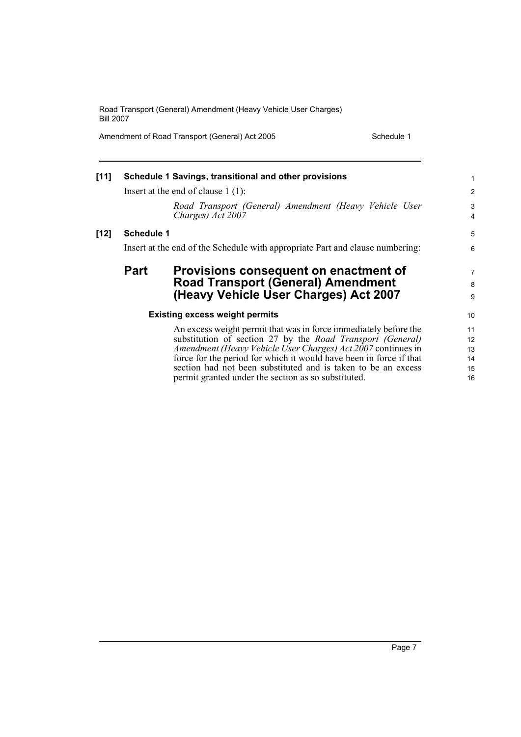**[11] Schedule 1 Savings, transitional and other provisions**

Insert at the end of clause 1 (1):

> *Road Transport (General) Amendment (Heavy Vehicle User Charges) Act 2007*

**[12] Schedule 1**

Insert at the end of the Schedule with appropriate Part and clause numbering:

## Part Provisions consequent on enactment of Road Transport (General) Amendment (Heavy Vehicle User Charges) Act 2007

### Existing excess weight permits

An excess weight permit that was in force immediately before the substitution of section 27 by the *Road Transport (General) Amendment (Heavy Vehicle User Charges) Act 2007* continues in force for the period for which it would have been in force if that section had not been substituted and is taken to be an excess permit granted under the section as so substituted.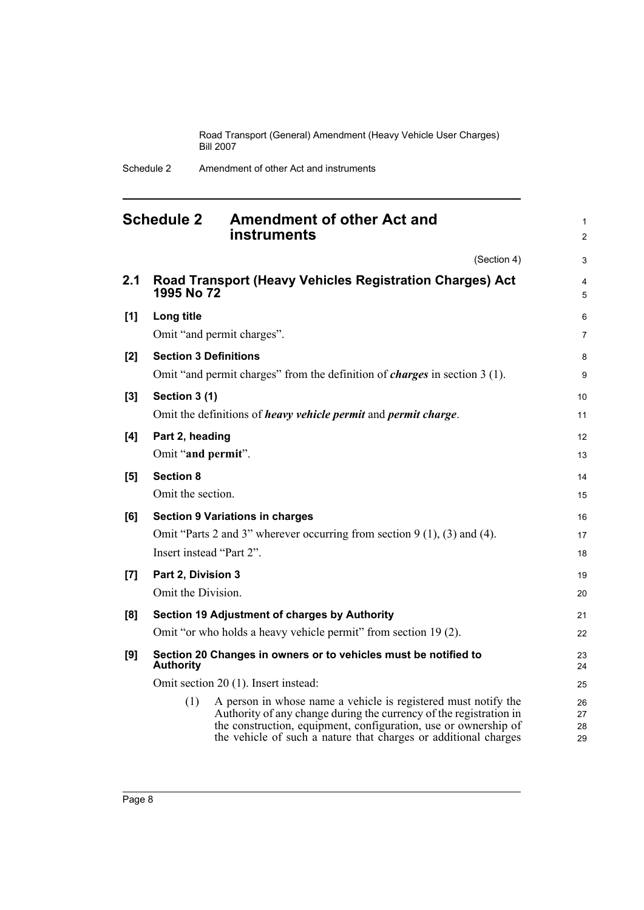## Schedule 2 Amendment of other Act and instruments

(Section 4)

### 2.1 Road Transport (Heavy Vehicles Registration Charges) Act 1995 No 72

**[1] Long title**

Omit "and permit charges".

**[2] Section 3 Definitions**

Omit "and permit charges" from the definition of ***charges*** in section 3 (1).

**[3] Section 3 (1)**

Omit the definitions of ***heavy vehicle permit*** and ***permit charge***.

**[4] Part 2, heading**

Omit "**and permit**".

**[5] Section 8**

Omit the section.

**[6] Section 9 Variations in charges**

Omit "Parts 2 and 3" wherever occurring from section 9 (1), (3) and (4).

Insert instead "Part 2".

**[7] Part 2, Division 3**

Omit the Division.

**[8] Section 19 Adjustment of charges by Authority**

Omit "or who holds a heavy vehicle permit" from section 19 (2).

**[9] Section 20 Changes in owners or to vehicles must be notified to Authority**

Omit section 20 (1). Insert instead:

(1) A person in whose name a vehicle is registered must notify the Authority of any change during the currency of the registration in the construction, equipment, configuration, use or ownership of the vehicle of such a nature that charges or additional charges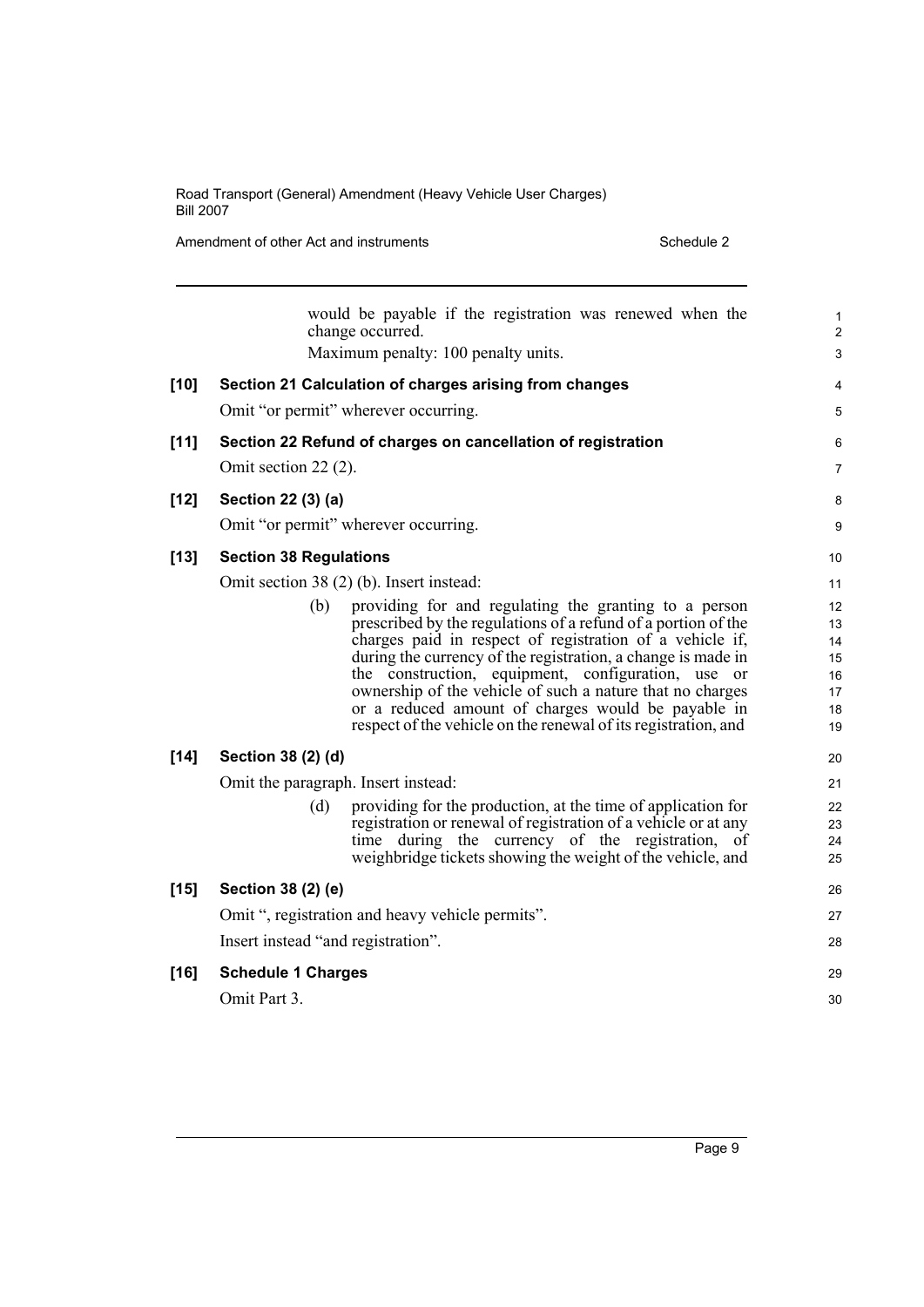would be payable if the registration was renewed when the change occurred.

Maximum penalty: 100 penalty units.

**[10] Section 21 Calculation of charges arising from changes**

Omit "or permit" wherever occurring.

**[11] Section 22 Refund of charges on cancellation of registration**

Omit section 22 (2).

**[12] Section 22 (3) (a)**

Omit "or permit" wherever occurring.

**[13] Section 38 Regulations**

Omit section 38 (2) (b). Insert instead:

> (b) providing for and regulating the granting to a person prescribed by the regulations of a refund of a portion of the charges paid in respect of registration of a vehicle if, during the currency of the registration, a change is made in the construction, equipment, configuration, use or ownership of the vehicle of such a nature that no charges or a reduced amount of charges would be payable in respect of the vehicle on the renewal of its registration, and

**[14] Section 38 (2) (d)**

Omit the paragraph. Insert instead:

> (d) providing for the production, at the time of application for registration or renewal of registration of a vehicle or at any time during the currency of the registration, of weighbridge tickets showing the weight of the vehicle, and

**[15] Section 38 (2) (e)**

Omit ", registration and heavy vehicle permits".

Insert instead "and registration".

**[16] Schedule 1 Charges**

Omit Part 3.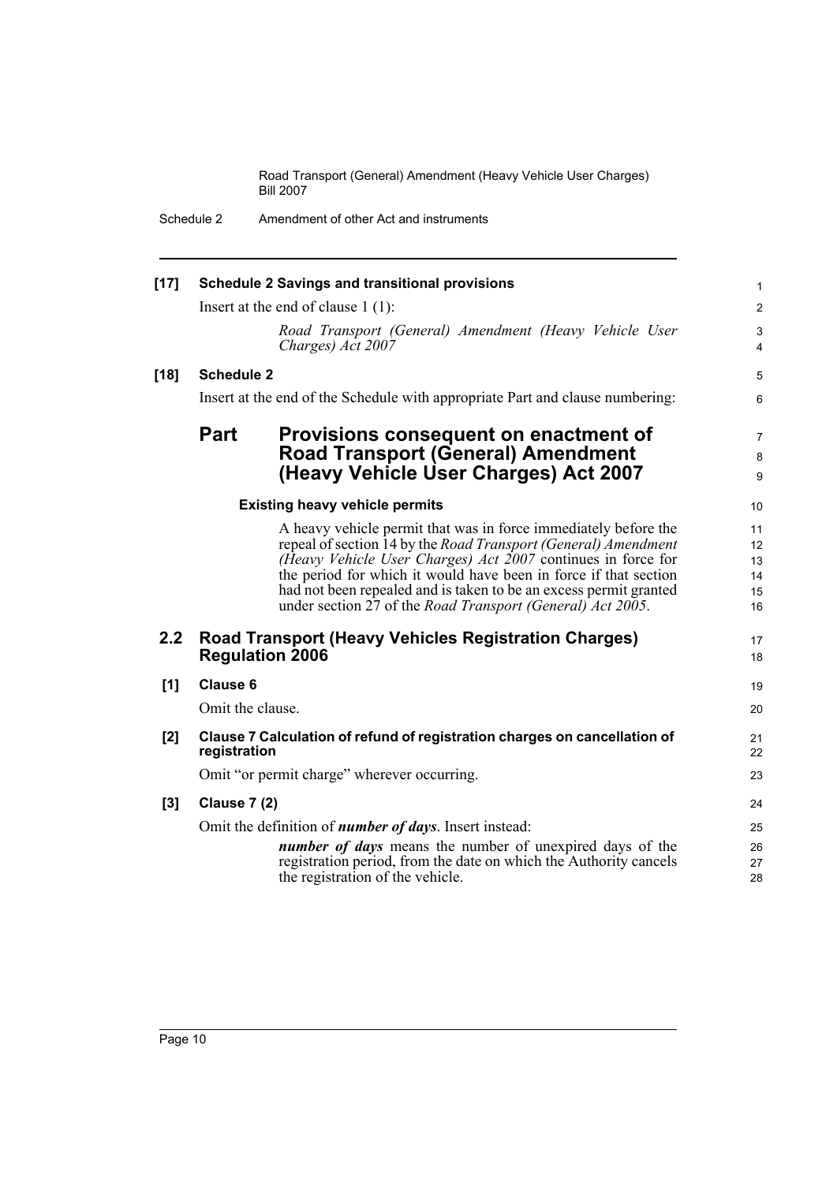**[17] Schedule 2 Savings and transitional provisions**

Insert at the end of clause 1 (1):

*Road Transport (General) Amendment (Heavy Vehicle User Charges) Act 2007*

**[18] Schedule 2**

Insert at the end of the Schedule with appropriate Part and clause numbering:

## Part Provisions consequent on enactment of Road Transport (General) Amendment (Heavy Vehicle User Charges) Act 2007

**Existing heavy vehicle permits**

A heavy vehicle permit that was in force immediately before the repeal of section 14 by the *Road Transport (General) Amendment (Heavy Vehicle User Charges) Act 2007* continues in force for the period for which it would have been in force if that section had not been repealed and is taken to be an excess permit granted under section 27 of the *Road Transport (General) Act 2005*.

## 2.2 Road Transport (Heavy Vehicles Registration Charges) Regulation 2006

**[1] Clause 6**

Omit the clause.

**[2] Clause 7 Calculation of refund of registration charges on cancellation of registration**

Omit "or permit charge" wherever occurring.

**[3] Clause 7 (2)**

Omit the definition of ***number of days***. Insert instead:

***number of days*** means the number of unexpired days of the registration period, from the date on which the Authority cancels the registration of the vehicle.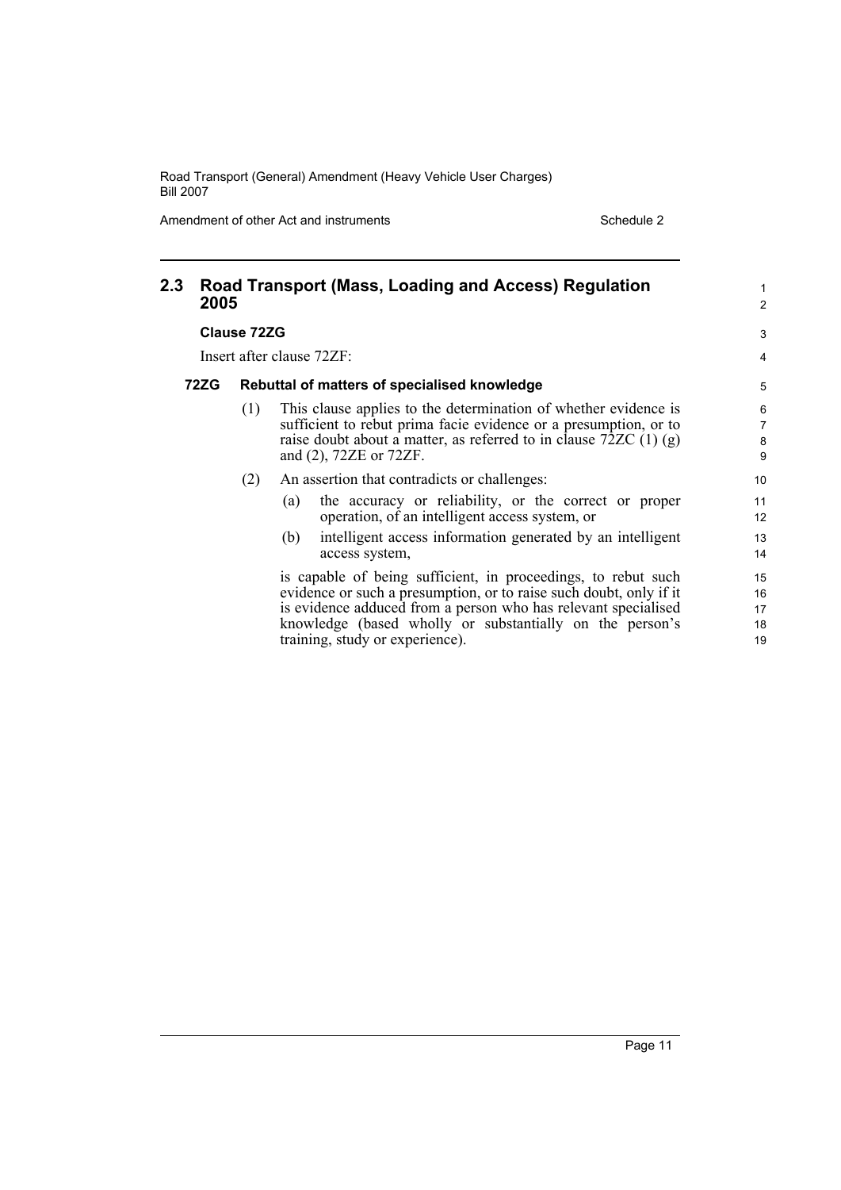## 2.3 Road Transport (Mass, Loading and Access) Regulation 2005

**Clause 72ZG**

Insert after clause 72ZF:

**72ZG Rebuttal of matters of specialised knowledge**

(1) This clause applies to the determination of whether evidence is sufficient to rebut prima facie evidence or a presumption, or to raise doubt about a matter, as referred to in clause 72ZC (1) (g) and (2), 72ZE or 72ZF.

(2) An assertion that contradicts or challenges:

(a) the accuracy or reliability, or the correct or proper operation, of an intelligent access system, or

(b) intelligent access information generated by an intelligent access system,

is capable of being sufficient, in proceedings, to rebut such evidence or such a presumption, or to raise such doubt, only if it is evidence adduced from a person who has relevant specialised knowledge (based wholly or substantially on the person's training, study or experience).